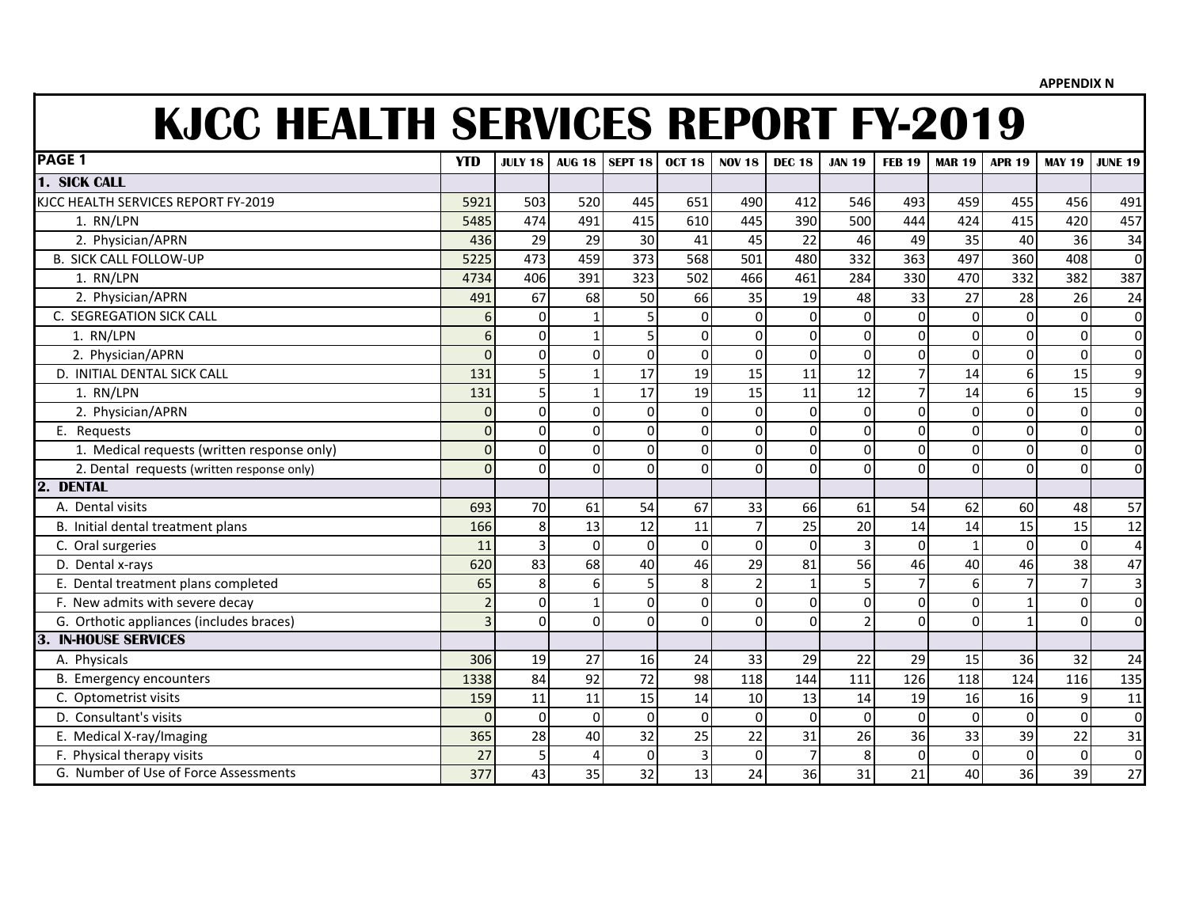APPENDIX N

# KJCC HEALTH SERVICES REPORT FY-2019

| PAGE 1 | YTD | JULY 18 | AUG 18 | SEPT 18 | OCT 18 | NOV 18 | DEC 18 | JAN 19 | FEB 19 | MAR 19 | APR 19 | MAY 19 | JUNE 19 |
|---|---|---|---|---|---|---|---|---|---|---|---|---|---|
| **1. SICK CALL** | | | | | | | | | | | | | |
| KJCC HEALTH SERVICES REPORT FY-2019 | 5921 | 503 | 520 | 445 | 651 | 490 | 412 | 546 | 493 | 459 | 455 | 456 | 491 |
| 1. RN/LPN | 5485 | 474 | 491 | 415 | 610 | 445 | 390 | 500 | 444 | 424 | 415 | 420 | 457 |
| 2. Physician/APRN | 436 | 29 | 29 | 30 | 41 | 45 | 22 | 46 | 49 | 35 | 40 | 36 | 34 |
| B. SICK CALL FOLLOW-UP | 5225 | 473 | 459 | 373 | 568 | 501 | 480 | 332 | 363 | 497 | 360 | 408 | 0 |
| 1. RN/LPN | 4734 | 406 | 391 | 323 | 502 | 466 | 461 | 284 | 330 | 470 | 332 | 382 | 387 |
| 2. Physician/APRN | 491 | 67 | 68 | 50 | 66 | 35 | 19 | 48 | 33 | 27 | 28 | 26 | 24 |
| C. SEGREGATION SICK CALL | 6 | 0 | 1 | 5 | 0 | 0 | 0 | 0 | 0 | 0 | 0 | 0 | 0 |
| 1. RN/LPN | 6 | 0 | 1 | 5 | 0 | 0 | 0 | 0 | 0 | 0 | 0 | 0 | 0 |
| 2. Physician/APRN | 0 | 0 | 0 | 0 | 0 | 0 | 0 | 0 | 0 | 0 | 0 | 0 | 0 |
| D. INITIAL DENTAL SICK CALL | 131 | 5 | 1 | 17 | 19 | 15 | 11 | 12 | 7 | 14 | 6 | 15 | 9 |
| 1. RN/LPN | 131 | 5 | 1 | 17 | 19 | 15 | 11 | 12 | 7 | 14 | 6 | 15 | 9 |
| 2. Physician/APRN | 0 | 0 | 0 | 0 | 0 | 0 | 0 | 0 | 0 | 0 | 0 | 0 | 0 |
| E. Requests | 0 | 0 | 0 | 0 | 0 | 0 | 0 | 0 | 0 | 0 | 0 | 0 | 0 |
| 1. Medical requests (written response only) | 0 | 0 | 0 | 0 | 0 | 0 | 0 | 0 | 0 | 0 | 0 | 0 | 0 |
| 2. Dental requests (written response only) | 0 | 0 | 0 | 0 | 0 | 0 | 0 | 0 | 0 | 0 | 0 | 0 | 0 |
| **2. DENTAL** | | | | | | | | | | | | | |
| A. Dental visits | 693 | 70 | 61 | 54 | 67 | 33 | 66 | 61 | 54 | 62 | 60 | 48 | 57 |
| B. Initial dental treatment plans | 166 | 8 | 13 | 12 | 11 | 7 | 25 | 20 | 14 | 14 | 15 | 15 | 12 |
| C. Oral surgeries | 11 | 3 | 0 | 0 | 0 | 0 | 0 | 3 | 0 | 1 | 0 | 0 | 4 |
| D. Dental x-rays | 620 | 83 | 68 | 40 | 46 | 29 | 81 | 56 | 46 | 40 | 46 | 38 | 47 |
| E. Dental treatment plans completed | 65 | 8 | 6 | 5 | 8 | 2 | 1 | 5 | 7 | 6 | 7 | 7 | 3 |
| F. New admits with severe decay | 2 | 0 | 1 | 0 | 0 | 0 | 0 | 0 | 0 | 0 | 1 | 0 | 0 |
| G. Orthotic appliances (includes braces) | 3 | 0 | 0 | 0 | 0 | 0 | 0 | 2 | 0 | 0 | 1 | 0 | 0 |
| **3. IN-HOUSE SERVICES** | | | | | | | | | | | | | |
| A. Physicals | 306 | 19 | 27 | 16 | 24 | 33 | 29 | 22 | 29 | 15 | 36 | 32 | 24 |
| B. Emergency encounters | 1338 | 84 | 92 | 72 | 98 | 118 | 144 | 111 | 126 | 118 | 124 | 116 | 135 |
| C. Optometrist visits | 159 | 11 | 11 | 15 | 14 | 10 | 13 | 14 | 19 | 16 | 16 | 9 | 11 |
| D. Consultant's visits | 0 | 0 | 0 | 0 | 0 | 0 | 0 | 0 | 0 | 0 | 0 | 0 | 0 |
| E. Medical X-ray/Imaging | 365 | 28 | 40 | 32 | 25 | 22 | 31 | 26 | 36 | 33 | 39 | 22 | 31 |
| F. Physical therapy visits | 27 | 5 | 4 | 0 | 3 | 0 | 7 | 8 | 0 | 0 | 0 | 0 | 0 |
| G. Number of Use of Force Assessments | 377 | 43 | 35 | 32 | 13 | 24 | 36 | 31 | 21 | 40 | 36 | 39 | 27 |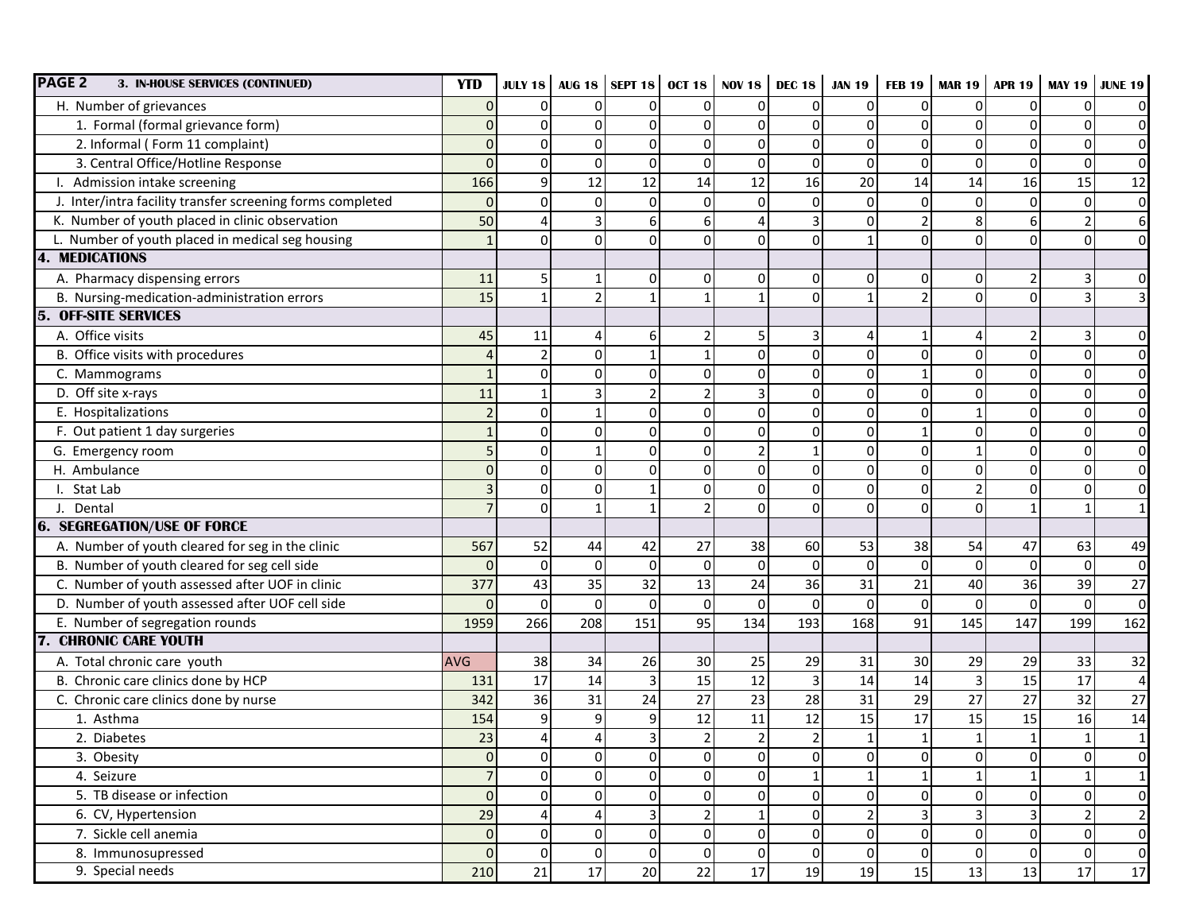| PAGE 2 3. IN-HOUSE SERVICES (CONTINUED) | YTD | JULY 18 | AUG 18 | SEPT 18 | OCT 18 | NOV 18 | DEC 18 | JAN 19 | FEB 19 | MAR 19 | APR 19 | MAY 19 | JUNE 19 |
|---|---|---|---|---|---|---|---|---|---|---|---|---|---|
| H. Number of grievances | 0 | 0 | 0 | 0 | 0 | 0 | 0 | 0 | 0 | 0 | 0 | 0 | 0 |
| 1. Formal (formal grievance form) | 0 | 0 | 0 | 0 | 0 | 0 | 0 | 0 | 0 | 0 | 0 | 0 | 0 |
| 2. Informal ( Form 11 complaint) | 0 | 0 | 0 | 0 | 0 | 0 | 0 | 0 | 0 | 0 | 0 | 0 | 0 |
| 3. Central Office/Hotline Response | 0 | 0 | 0 | 0 | 0 | 0 | 0 | 0 | 0 | 0 | 0 | 0 | 0 |
| I. Admission intake screening | 166 | 9 | 12 | 12 | 14 | 12 | 16 | 20 | 14 | 14 | 16 | 15 | 12 |
| J. Inter/intra facility transfer screening forms completed | 0 | 0 | 0 | 0 | 0 | 0 | 0 | 0 | 0 | 0 | 0 | 0 | 0 |
| K. Number of youth placed in clinic observation | 50 | 4 | 3 | 6 | 6 | 4 | 3 | 0 | 2 | 8 | 6 | 2 | 6 |
| L. Number of youth placed in medical seg housing | 1 | 0 | 0 | 0 | 0 | 0 | 0 | 1 | 0 | 0 | 0 | 0 | 0 |
| **4. MEDICATIONS** | | | | | | | | | | | | | |
| A. Pharmacy dispensing errors | 11 | 5 | 1 | 0 | 0 | 0 | 0 | 0 | 0 | 0 | 2 | 3 | 0 |
| B. Nursing-medication-administration errors | 15 | 1 | 2 | 1 | 1 | 1 | 0 | 1 | 2 | 0 | 0 | 3 | 3 |
| **5. OFF-SITE SERVICES** | | | | | | | | | | | | | |
| A. Office visits | 45 | 11 | 4 | 6 | 2 | 5 | 3 | 4 | 1 | 4 | 2 | 3 | 0 |
| B. Office visits with procedures | 4 | 2 | 0 | 1 | 1 | 0 | 0 | 0 | 0 | 0 | 0 | 0 | 0 |
| C. Mammograms | 1 | 0 | 0 | 0 | 0 | 0 | 0 | 0 | 1 | 0 | 0 | 0 | 0 |
| D. Off site x-rays | 11 | 1 | 3 | 2 | 2 | 3 | 0 | 0 | 0 | 0 | 0 | 0 | 0 |
| E. Hospitalizations | 2 | 0 | 1 | 0 | 0 | 0 | 0 | 0 | 0 | 1 | 0 | 0 | 0 |
| F. Out patient 1 day surgeries | 1 | 0 | 0 | 0 | 0 | 0 | 0 | 0 | 1 | 0 | 0 | 0 | 0 |
| G. Emergency room | 5 | 0 | 1 | 0 | 0 | 2 | 1 | 0 | 0 | 1 | 0 | 0 | 0 |
| H. Ambulance | 0 | 0 | 0 | 0 | 0 | 0 | 0 | 0 | 0 | 0 | 0 | 0 | 0 |
| I. Stat Lab | 3 | 0 | 0 | 1 | 0 | 0 | 0 | 0 | 0 | 2 | 0 | 0 | 0 |
| J. Dental | 7 | 0 | 1 | 1 | 2 | 0 | 0 | 0 | 0 | 0 | 1 | 1 | 1 |
| **6. SEGREGATION/USE OF FORCE** | | | | | | | | | | | | | |
| A. Number of youth cleared for seg in the clinic | 567 | 52 | 44 | 42 | 27 | 38 | 60 | 53 | 38 | 54 | 47 | 63 | 49 |
| B. Number of youth cleared for seg cell side | 0 | 0 | 0 | 0 | 0 | 0 | 0 | 0 | 0 | 0 | 0 | 0 | 0 |
| C. Number of youth assessed after UOF in clinic | 377 | 43 | 35 | 32 | 13 | 24 | 36 | 31 | 21 | 40 | 36 | 39 | 27 |
| D. Number of youth assessed after UOF cell side | 0 | 0 | 0 | 0 | 0 | 0 | 0 | 0 | 0 | 0 | 0 | 0 | 0 |
| E. Number of segregation rounds | 1959 | 266 | 208 | 151 | 95 | 134 | 193 | 168 | 91 | 145 | 147 | 199 | 162 |
| **7. CHRONIC CARE YOUTH** | | | | | | | | | | | | | |
| A. Total chronic care youth | AVG | 38 | 34 | 26 | 30 | 25 | 29 | 31 | 30 | 29 | 29 | 33 | 32 |
| B. Chronic care clinics done by HCP | 131 | 17 | 14 | 3 | 15 | 12 | 3 | 14 | 14 | 3 | 15 | 17 | 4 |
| C. Chronic care clinics done by nurse | 342 | 36 | 31 | 24 | 27 | 23 | 28 | 31 | 29 | 27 | 27 | 32 | 27 |
| 1. Asthma | 154 | 9 | 9 | 9 | 12 | 11 | 12 | 15 | 17 | 15 | 15 | 16 | 14 |
| 2. Diabetes | 23 | 4 | 4 | 3 | 2 | 2 | 2 | 1 | 1 | 1 | 1 | 1 | 1 |
| 3. Obesity | 0 | 0 | 0 | 0 | 0 | 0 | 0 | 0 | 0 | 0 | 0 | 0 | 0 |
| 4. Seizure | 7 | 0 | 0 | 0 | 0 | 0 | 1 | 1 | 1 | 1 | 1 | 1 | 1 |
| 5. TB disease or infection | 0 | 0 | 0 | 0 | 0 | 0 | 0 | 0 | 0 | 0 | 0 | 0 | 0 |
| 6. CV, Hypertension | 29 | 4 | 4 | 3 | 2 | 1 | 0 | 2 | 3 | 3 | 3 | 2 | 2 |
| 7. Sickle cell anemia | 0 | 0 | 0 | 0 | 0 | 0 | 0 | 0 | 0 | 0 | 0 | 0 | 0 |
| 8. Immunosupressed | 0 | 0 | 0 | 0 | 0 | 0 | 0 | 0 | 0 | 0 | 0 | 0 | 0 |
| 9. Special needs | 210 | 21 | 17 | 20 | 22 | 17 | 19 | 19 | 15 | 13 | 13 | 17 | 17 |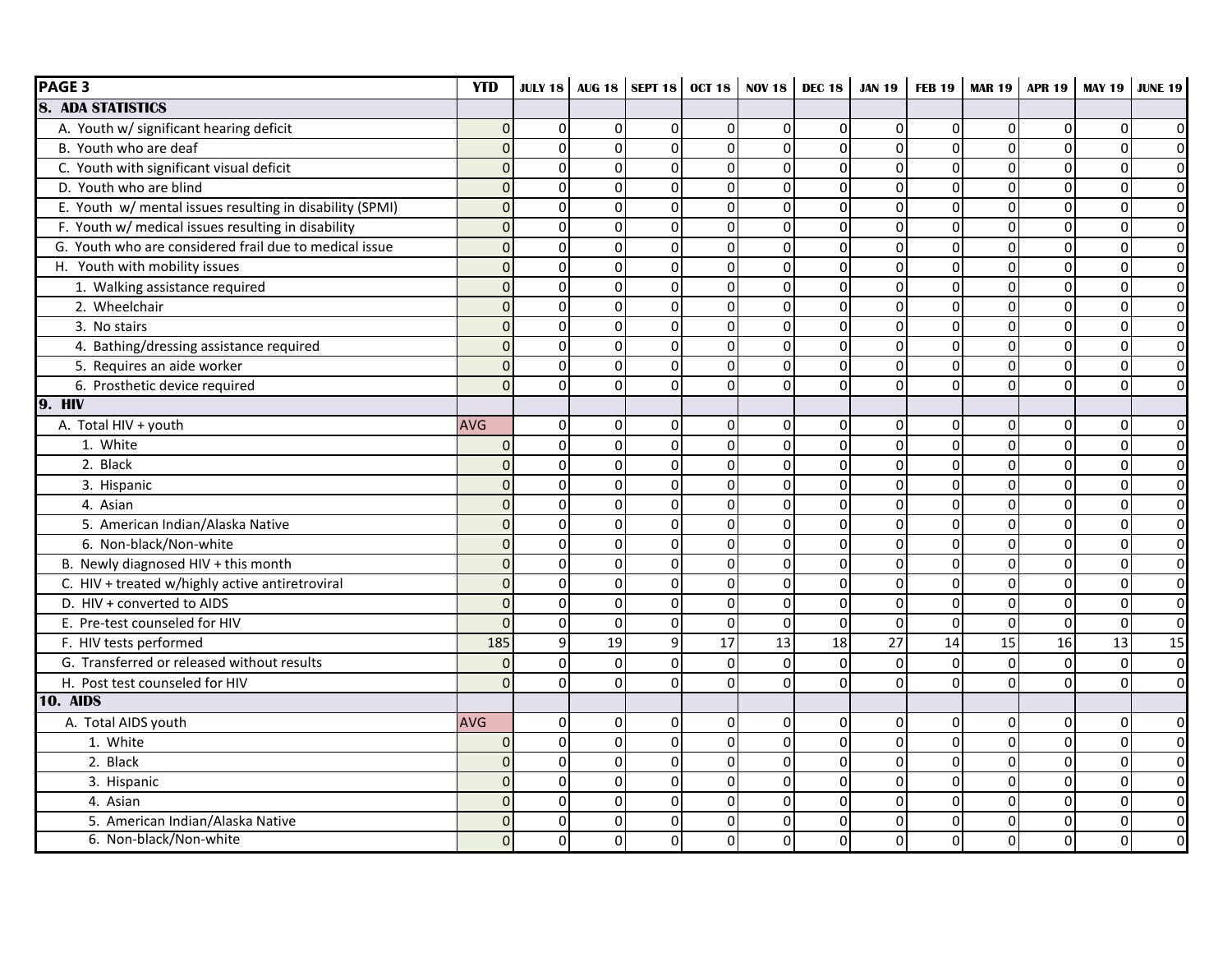| PAGE 3 | YTD | JULY 18 | AUG 18 | SEPT 18 | OCT 18 | NOV 18 | DEC 18 | JAN 19 | FEB 19 | MAR 19 | APR 19 | MAY 19 | JUNE 19 |
|---|---|---|---|---|---|---|---|---|---|---|---|---|---|
| **8. ADA STATISTICS** | | | | | | | | | | | | | |
| A. Youth w/ significant hearing deficit | 0 | 0 | 0 | 0 | 0 | 0 | 0 | 0 | 0 | 0 | 0 | 0 | 0 |
| B. Youth who are deaf | 0 | 0 | 0 | 0 | 0 | 0 | 0 | 0 | 0 | 0 | 0 | 0 | 0 |
| C. Youth with significant visual deficit | 0 | 0 | 0 | 0 | 0 | 0 | 0 | 0 | 0 | 0 | 0 | 0 | 0 |
| D. Youth who are blind | 0 | 0 | 0 | 0 | 0 | 0 | 0 | 0 | 0 | 0 | 0 | 0 | 0 |
| E. Youth w/ mental issues resulting in disability (SPMI) | 0 | 0 | 0 | 0 | 0 | 0 | 0 | 0 | 0 | 0 | 0 | 0 | 0 |
| F. Youth w/ medical issues resulting in disability | 0 | 0 | 0 | 0 | 0 | 0 | 0 | 0 | 0 | 0 | 0 | 0 | 0 |
| G. Youth who are considered frail due to medical issue | 0 | 0 | 0 | 0 | 0 | 0 | 0 | 0 | 0 | 0 | 0 | 0 | 0 |
| H. Youth with mobility issues | 0 | 0 | 0 | 0 | 0 | 0 | 0 | 0 | 0 | 0 | 0 | 0 | 0 |
| 1. Walking assistance required | 0 | 0 | 0 | 0 | 0 | 0 | 0 | 0 | 0 | 0 | 0 | 0 | 0 |
| 2. Wheelchair | 0 | 0 | 0 | 0 | 0 | 0 | 0 | 0 | 0 | 0 | 0 | 0 | 0 |
| 3. No stairs | 0 | 0 | 0 | 0 | 0 | 0 | 0 | 0 | 0 | 0 | 0 | 0 | 0 |
| 4. Bathing/dressing assistance required | 0 | 0 | 0 | 0 | 0 | 0 | 0 | 0 | 0 | 0 | 0 | 0 | 0 |
| 5. Requires an aide worker | 0 | 0 | 0 | 0 | 0 | 0 | 0 | 0 | 0 | 0 | 0 | 0 | 0 |
| 6. Prosthetic device required | 0 | 0 | 0 | 0 | 0 | 0 | 0 | 0 | 0 | 0 | 0 | 0 | 0 |
| **9. HIV** | | | | | | | | | | | | | |
| A. Total HIV + youth | AVG | 0 | 0 | 0 | 0 | 0 | 0 | 0 | 0 | 0 | 0 | 0 | 0 |
| 1. White | 0 | 0 | 0 | 0 | 0 | 0 | 0 | 0 | 0 | 0 | 0 | 0 | 0 |
| 2. Black | 0 | 0 | 0 | 0 | 0 | 0 | 0 | 0 | 0 | 0 | 0 | 0 | 0 |
| 3. Hispanic | 0 | 0 | 0 | 0 | 0 | 0 | 0 | 0 | 0 | 0 | 0 | 0 | 0 |
| 4. Asian | 0 | 0 | 0 | 0 | 0 | 0 | 0 | 0 | 0 | 0 | 0 | 0 | 0 |
| 5. American Indian/Alaska Native | 0 | 0 | 0 | 0 | 0 | 0 | 0 | 0 | 0 | 0 | 0 | 0 | 0 |
| 6. Non-black/Non-white | 0 | 0 | 0 | 0 | 0 | 0 | 0 | 0 | 0 | 0 | 0 | 0 | 0 |
| B. Newly diagnosed HIV + this month | 0 | 0 | 0 | 0 | 0 | 0 | 0 | 0 | 0 | 0 | 0 | 0 | 0 |
| C. HIV + treated w/highly active antiretroviral | 0 | 0 | 0 | 0 | 0 | 0 | 0 | 0 | 0 | 0 | 0 | 0 | 0 |
| D. HIV + converted to AIDS | 0 | 0 | 0 | 0 | 0 | 0 | 0 | 0 | 0 | 0 | 0 | 0 | 0 |
| E. Pre-test counseled for HIV | 0 | 0 | 0 | 0 | 0 | 0 | 0 | 0 | 0 | 0 | 0 | 0 | 0 |
| F. HIV tests performed | 185 | 9 | 19 | 9 | 17 | 13 | 18 | 27 | 14 | 15 | 16 | 13 | 15 |
| G. Transferred or released without results | 0 | 0 | 0 | 0 | 0 | 0 | 0 | 0 | 0 | 0 | 0 | 0 | 0 |
| H. Post test counseled for HIV | 0 | 0 | 0 | 0 | 0 | 0 | 0 | 0 | 0 | 0 | 0 | 0 | 0 |
| **10. AIDS** | | | | | | | | | | | | | |
| A. Total AIDS youth | AVG | 0 | 0 | 0 | 0 | 0 | 0 | 0 | 0 | 0 | 0 | 0 | 0 |
| 1. White | 0 | 0 | 0 | 0 | 0 | 0 | 0 | 0 | 0 | 0 | 0 | 0 | 0 |
| 2. Black | 0 | 0 | 0 | 0 | 0 | 0 | 0 | 0 | 0 | 0 | 0 | 0 | 0 |
| 3. Hispanic | 0 | 0 | 0 | 0 | 0 | 0 | 0 | 0 | 0 | 0 | 0 | 0 | 0 |
| 4. Asian | 0 | 0 | 0 | 0 | 0 | 0 | 0 | 0 | 0 | 0 | 0 | 0 | 0 |
| 5. American Indian/Alaska Native | 0 | 0 | 0 | 0 | 0 | 0 | 0 | 0 | 0 | 0 | 0 | 0 | 0 |
| 6. Non-black/Non-white | 0 | 0 | 0 | 0 | 0 | 0 | 0 | 0 | 0 | 0 | 0 | 0 | 0 |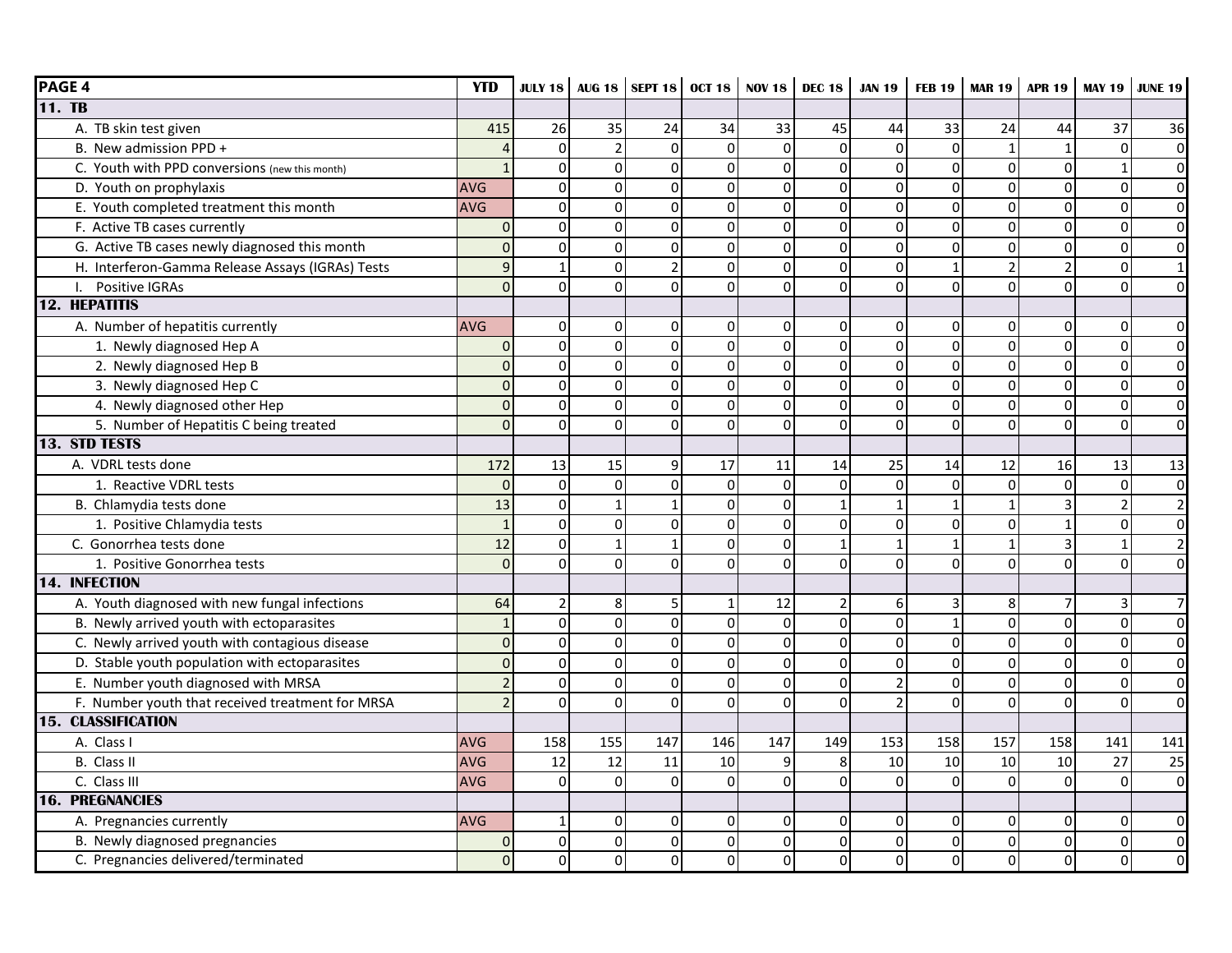| PAGE 4 | YTD | JULY 18 | AUG 18 | SEPT 18 | OCT 18 | NOV 18 | DEC 18 | JAN 19 | FEB 19 | MAR 19 | APR 19 | MAY 19 | JUNE 19 |
|---|---|---|---|---|---|---|---|---|---|---|---|---|---|
| **11. TB** | | | | | | | | | | | | | |
| A. TB skin test given | 415 | 26 | 35 | 24 | 34 | 33 | 45 | 44 | 33 | 24 | 44 | 37 | 36 |
| B. New admission PPD + | 4 | 0 | 2 | 0 | 0 | 0 | 0 | 0 | 0 | 1 | 1 | 0 | 0 |
| C. Youth with PPD conversions (new this month) | 1 | 0 | 0 | 0 | 0 | 0 | 0 | 0 | 0 | 0 | 0 | 1 | 0 |
| D. Youth on prophylaxis | AVG | 0 | 0 | 0 | 0 | 0 | 0 | 0 | 0 | 0 | 0 | 0 | 0 |
| E. Youth completed treatment this month | AVG | 0 | 0 | 0 | 0 | 0 | 0 | 0 | 0 | 0 | 0 | 0 | 0 |
| F. Active TB cases currently | 0 | 0 | 0 | 0 | 0 | 0 | 0 | 0 | 0 | 0 | 0 | 0 | 0 |
| G. Active TB cases newly diagnosed this month | 0 | 0 | 0 | 0 | 0 | 0 | 0 | 0 | 0 | 0 | 0 | 0 | 0 |
| H. Interferon-Gamma Release Assays (IGRAs) Tests | 9 | 1 | 0 | 2 | 0 | 0 | 0 | 0 | 1 | 2 | 2 | 0 | 1 |
| I. Positive IGRAs | 0 | 0 | 0 | 0 | 0 | 0 | 0 | 0 | 0 | 0 | 0 | 0 | 0 |
| **12. HEPATITIS** | | | | | | | | | | | | | |
| A. Number of hepatitis currently | AVG | 0 | 0 | 0 | 0 | 0 | 0 | 0 | 0 | 0 | 0 | 0 | 0 |
| 1. Newly diagnosed Hep A | 0 | 0 | 0 | 0 | 0 | 0 | 0 | 0 | 0 | 0 | 0 | 0 | 0 |
| 2. Newly diagnosed Hep B | 0 | 0 | 0 | 0 | 0 | 0 | 0 | 0 | 0 | 0 | 0 | 0 | 0 |
| 3. Newly diagnosed Hep C | 0 | 0 | 0 | 0 | 0 | 0 | 0 | 0 | 0 | 0 | 0 | 0 | 0 |
| 4. Newly diagnosed other Hep | 0 | 0 | 0 | 0 | 0 | 0 | 0 | 0 | 0 | 0 | 0 | 0 | 0 |
| 5. Number of Hepatitis C being treated | 0 | 0 | 0 | 0 | 0 | 0 | 0 | 0 | 0 | 0 | 0 | 0 | 0 |
| **13. STD TESTS** | | | | | | | | | | | | | |
| A. VDRL tests done | 172 | 13 | 15 | 9 | 17 | 11 | 14 | 25 | 14 | 12 | 16 | 13 | 13 |
| 1. Reactive VDRL tests | 0 | 0 | 0 | 0 | 0 | 0 | 0 | 0 | 0 | 0 | 0 | 0 | 0 |
| B. Chlamydia tests done | 13 | 0 | 1 | 1 | 0 | 0 | 1 | 1 | 1 | 1 | 3 | 2 | 2 |
| 1. Positive Chlamydia tests | 1 | 0 | 0 | 0 | 0 | 0 | 0 | 0 | 0 | 0 | 1 | 0 | 0 |
| C. Gonorrhea tests done | 12 | 0 | 1 | 1 | 0 | 0 | 1 | 1 | 1 | 1 | 3 | 1 | 2 |
| 1. Positive Gonorrhea tests | 0 | 0 | 0 | 0 | 0 | 0 | 0 | 0 | 0 | 0 | 0 | 0 | 0 |
| **14. INFECTION** | | | | | | | | | | | | | |
| A. Youth diagnosed with new fungal infections | 64 | 2 | 8 | 5 | 1 | 12 | 2 | 6 | 3 | 8 | 7 | 3 | 7 |
| B. Newly arrived youth with ectoparasites | 1 | 0 | 0 | 0 | 0 | 0 | 0 | 0 | 1 | 0 | 0 | 0 | 0 |
| C. Newly arrived youth with contagious disease | 0 | 0 | 0 | 0 | 0 | 0 | 0 | 0 | 0 | 0 | 0 | 0 | 0 |
| D. Stable youth population with ectoparasites | 0 | 0 | 0 | 0 | 0 | 0 | 0 | 0 | 0 | 0 | 0 | 0 | 0 |
| E. Number youth diagnosed with MRSA | 2 | 0 | 0 | 0 | 0 | 0 | 0 | 2 | 0 | 0 | 0 | 0 | 0 |
| F. Number youth that received treatment for MRSA | 2 | 0 | 0 | 0 | 0 | 0 | 0 | 2 | 0 | 0 | 0 | 0 | 0 |
| **15. CLASSIFICATION** | | | | | | | | | | | | | |
| A. Class I | AVG | 158 | 155 | 147 | 146 | 147 | 149 | 153 | 158 | 157 | 158 | 141 | 141 |
| B. Class II | AVG | 12 | 12 | 11 | 10 | 9 | 8 | 10 | 10 | 10 | 10 | 27 | 25 |
| C. Class III | AVG | 0 | 0 | 0 | 0 | 0 | 0 | 0 | 0 | 0 | 0 | 0 | 0 |
| **16. PREGNANCIES** | | | | | | | | | | | | | |
| A. Pregnancies currently | AVG | 1 | 0 | 0 | 0 | 0 | 0 | 0 | 0 | 0 | 0 | 0 | 0 |
| B. Newly diagnosed pregnancies | 0 | 0 | 0 | 0 | 0 | 0 | 0 | 0 | 0 | 0 | 0 | 0 | 0 |
| C. Pregnancies delivered/terminated | 0 | 0 | 0 | 0 | 0 | 0 | 0 | 0 | 0 | 0 | 0 | 0 | 0 |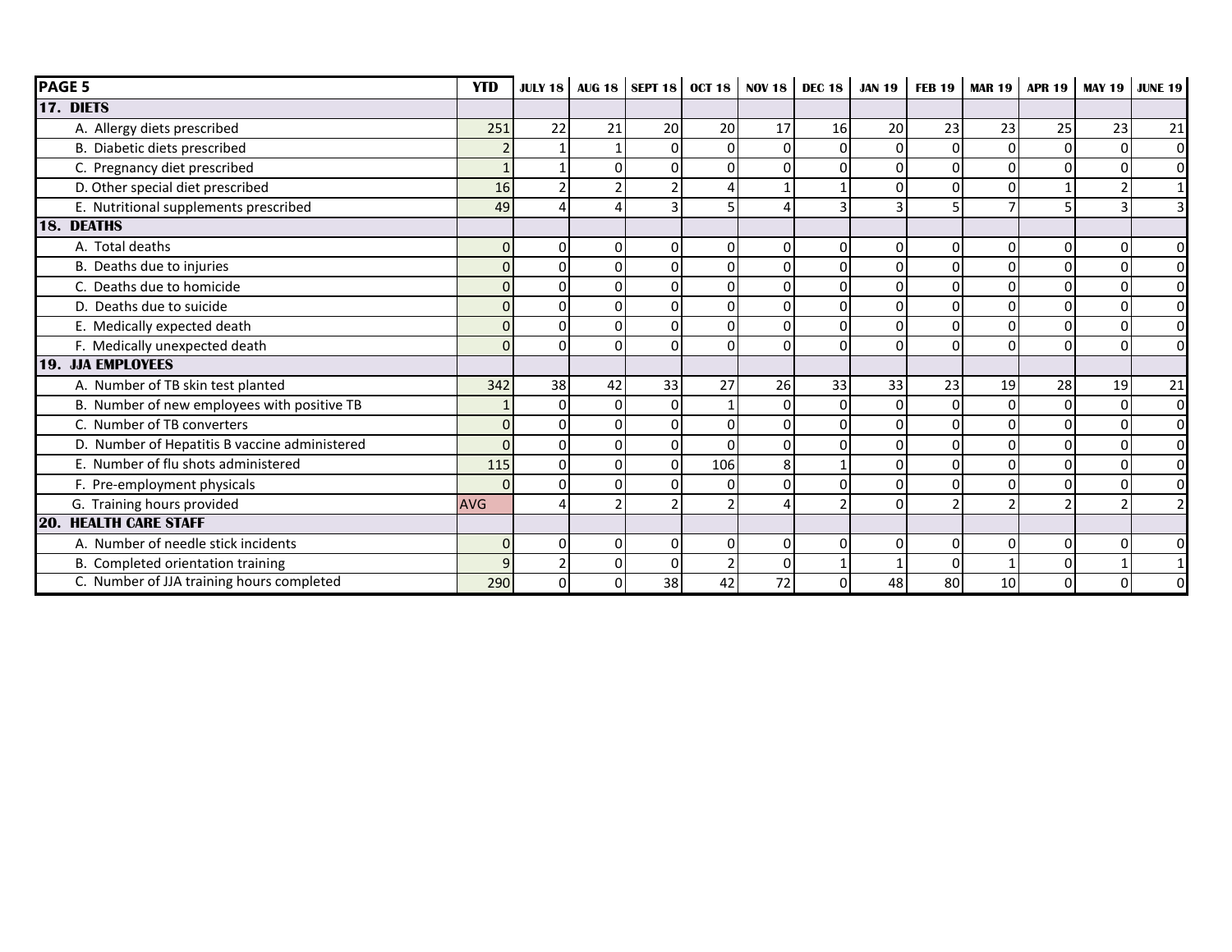| PAGE 5 | YTD | JULY 18 | AUG 18 | SEPT 18 | OCT 18 | NOV 18 | DEC 18 | JAN 19 | FEB 19 | MAR 19 | APR 19 | MAY 19 | JUNE 19 |
|---|---|---|---|---|---|---|---|---|---|---|---|---|---|
| **17. DIETS** | | | | | | | | | | | | | |
| A. Allergy diets prescribed | 251 | 22 | 21 | 20 | 20 | 17 | 16 | 20 | 23 | 23 | 25 | 23 | 21 |
| B. Diabetic diets prescribed | 2 | 1 | 1 | 0 | 0 | 0 | 0 | 0 | 0 | 0 | 0 | 0 | 0 |
| C. Pregnancy diet prescribed | 1 | 1 | 0 | 0 | 0 | 0 | 0 | 0 | 0 | 0 | 0 | 0 | 0 |
| D. Other special diet prescribed | 16 | 2 | 2 | 2 | 4 | 1 | 1 | 0 | 0 | 0 | 1 | 2 | 1 |
| E. Nutritional supplements prescribed | 49 | 4 | 4 | 3 | 5 | 4 | 3 | 3 | 5 | 7 | 5 | 3 | 3 |
| **18. DEATHS** | | | | | | | | | | | | | |
| A. Total deaths | 0 | 0 | 0 | 0 | 0 | 0 | 0 | 0 | 0 | 0 | 0 | 0 | 0 |
| B. Deaths due to injuries | 0 | 0 | 0 | 0 | 0 | 0 | 0 | 0 | 0 | 0 | 0 | 0 | 0 |
| C. Deaths due to homicide | 0 | 0 | 0 | 0 | 0 | 0 | 0 | 0 | 0 | 0 | 0 | 0 | 0 |
| D. Deaths due to suicide | 0 | 0 | 0 | 0 | 0 | 0 | 0 | 0 | 0 | 0 | 0 | 0 | 0 |
| E. Medically expected death | 0 | 0 | 0 | 0 | 0 | 0 | 0 | 0 | 0 | 0 | 0 | 0 | 0 |
| F. Medically unexpected death | 0 | 0 | 0 | 0 | 0 | 0 | 0 | 0 | 0 | 0 | 0 | 0 | 0 |
| **19. JJA EMPLOYEES** | | | | | | | | | | | | | |
| A. Number of TB skin test planted | 342 | 38 | 42 | 33 | 27 | 26 | 33 | 33 | 23 | 19 | 28 | 19 | 21 |
| B. Number of new employees with positive TB | 1 | 0 | 0 | 0 | 1 | 0 | 0 | 0 | 0 | 0 | 0 | 0 | 0 |
| C. Number of TB converters | 0 | 0 | 0 | 0 | 0 | 0 | 0 | 0 | 0 | 0 | 0 | 0 | 0 |
| D. Number of Hepatitis B vaccine administered | 0 | 0 | 0 | 0 | 0 | 0 | 0 | 0 | 0 | 0 | 0 | 0 | 0 |
| E. Number of flu shots administered | 115 | 0 | 0 | 0 | 106 | 8 | 1 | 0 | 0 | 0 | 0 | 0 | 0 |
| F. Pre-employment physicals | 0 | 0 | 0 | 0 | 0 | 0 | 0 | 0 | 0 | 0 | 0 | 0 | 0 |
| G. Training hours provided | AVG | 4 | 2 | 2 | 2 | 4 | 2 | 0 | 2 | 2 | 2 | 2 | 2 |
| **20. HEALTH CARE STAFF** | | | | | | | | | | | | | |
| A. Number of needle stick incidents | 0 | 0 | 0 | 0 | 0 | 0 | 0 | 0 | 0 | 0 | 0 | 0 | 0 |
| B. Completed orientation training | 9 | 2 | 0 | 0 | 2 | 0 | 1 | 1 | 0 | 1 | 0 | 1 | 1 |
| C. Number of JJA training hours completed | 290 | 0 | 0 | 38 | 42 | 72 | 0 | 48 | 80 | 10 | 0 | 0 | 0 |